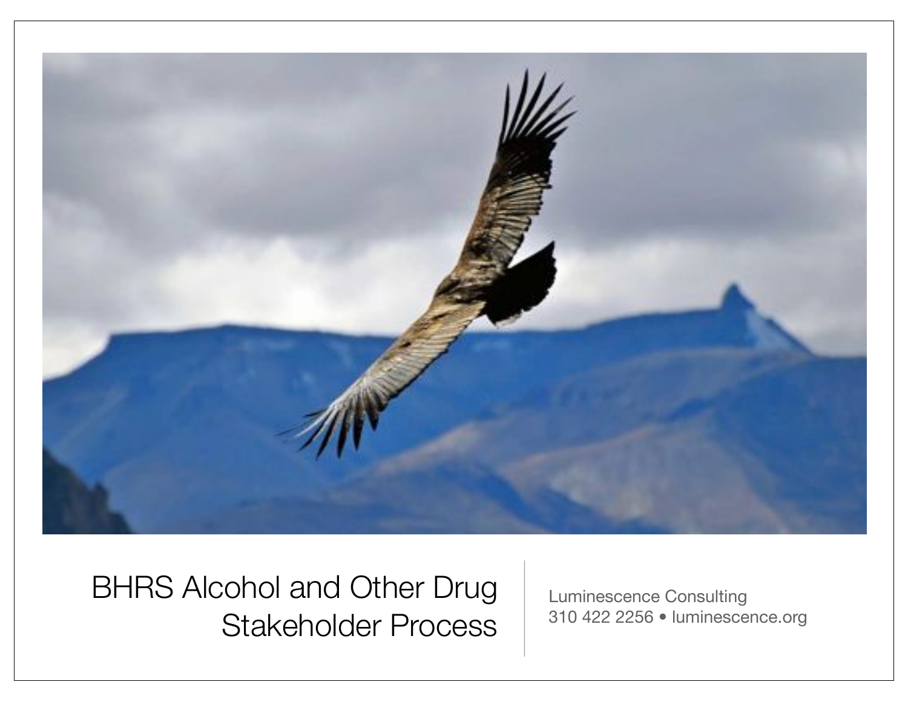# BHRS Alcohol and Other Drug Stakeholder Process

Luminescence Consulting
310 422 2256 • luminescence.org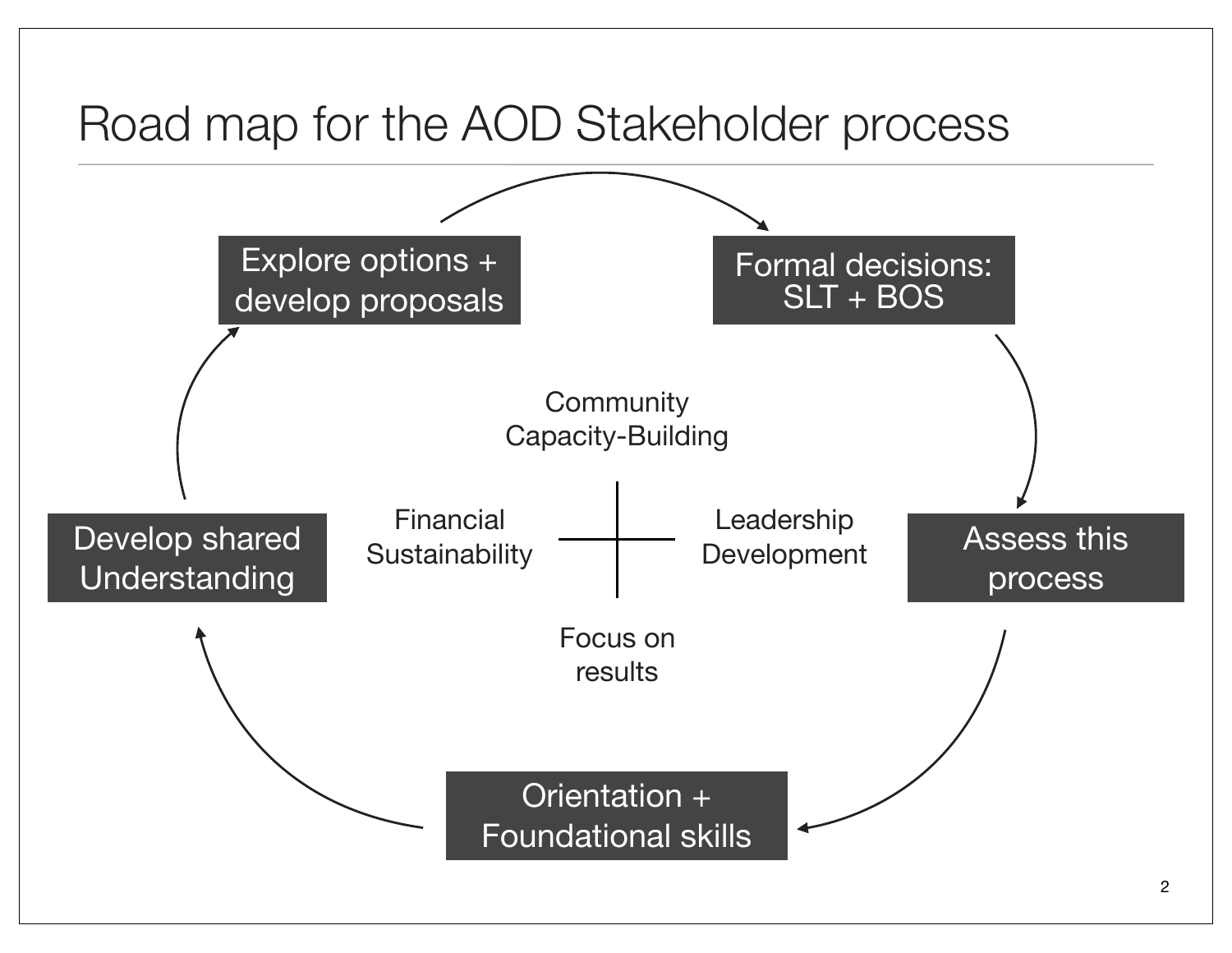# Road map for the AOD Stakeholder process

- Explore options + develop proposals
- Formal decisions: SLT + BOS
- Assess this process
- Orientation + Foundational skills
- Develop shared Understanding

Community Capacity-Building

Financial Sustainability

Leadership Development

Focus on results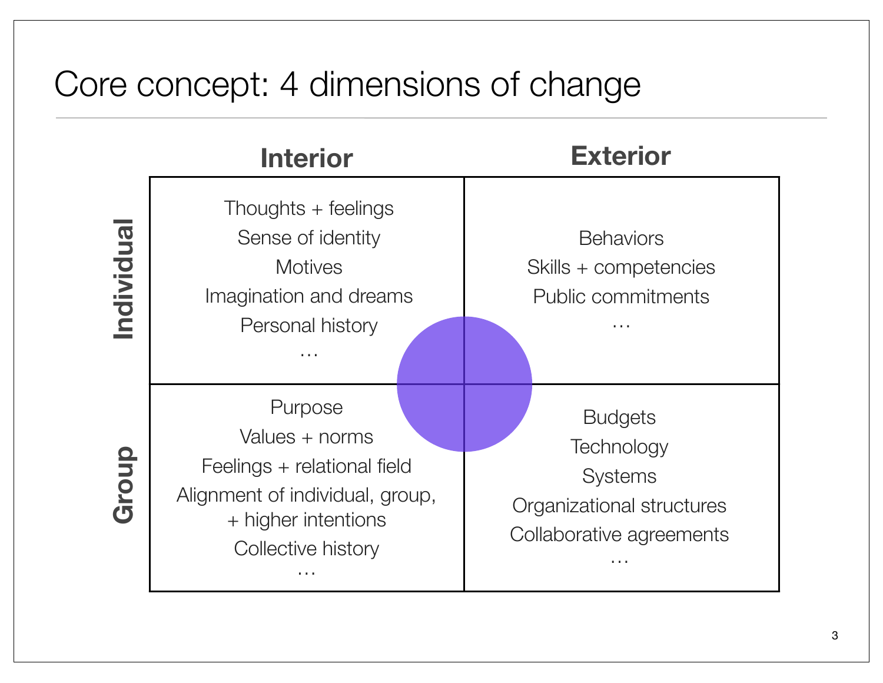# Core concept: 4 dimensions of change

| | **Interior** | **Exterior** |
|---|---|---|
| **Individual** | Thoughts + feelings<br>Sense of identity<br>Motives<br>Imagination and dreams<br>Personal history<br>… | Behaviors<br>Skills + competencies<br>Public commitments<br>… |
| **Group** | Purpose<br>Values + norms<br>Feelings + relational field<br>Alignment of individual, group, + higher intentions<br>Collective history<br>… | Budgets<br>Technology<br>Systems<br>Organizational structures<br>Collaborative agreements<br>… |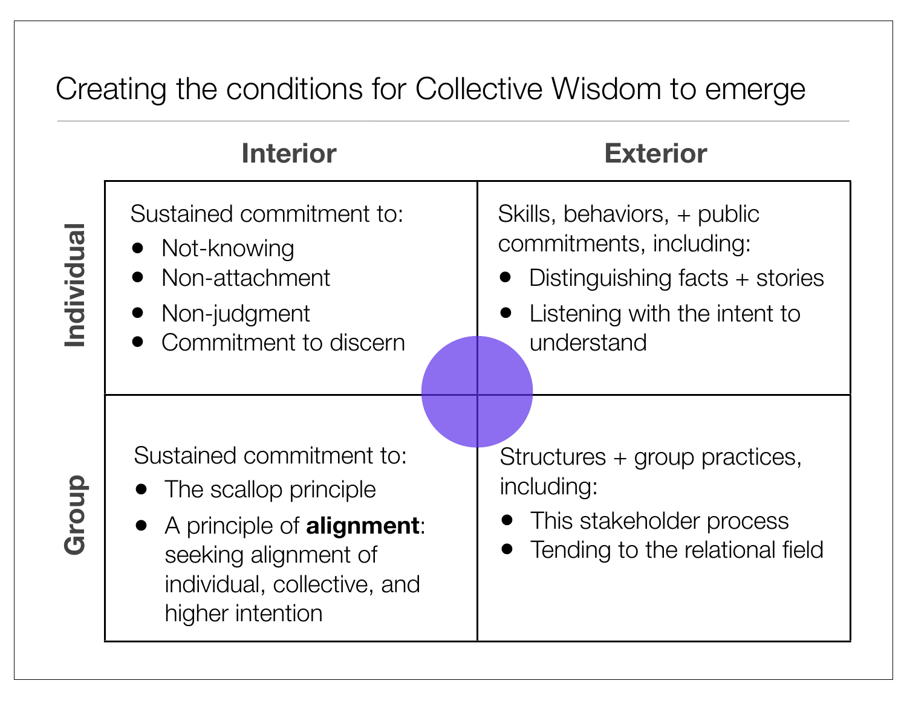# Creating the conditions for Collective Wisdom to emerge

| | **Interior** | **Exterior** |
|---|---|---|
| **Individual** | Sustained commitment to:<br>• Not-knowing<br>• Non-attachment<br>• Non-judgment<br>• Commitment to discern | Skills, behaviors, + public commitments, including:<br>• Distinguishing facts + stories<br>• Listening with the intent to understand |
| **Group** | Sustained commitment to:<br>• The scallop principle<br>• A principle of **alignment**: seeking alignment of individual, collective, and higher intention | Structures + group practices, including:<br>• This stakeholder process<br>• Tending to the relational field |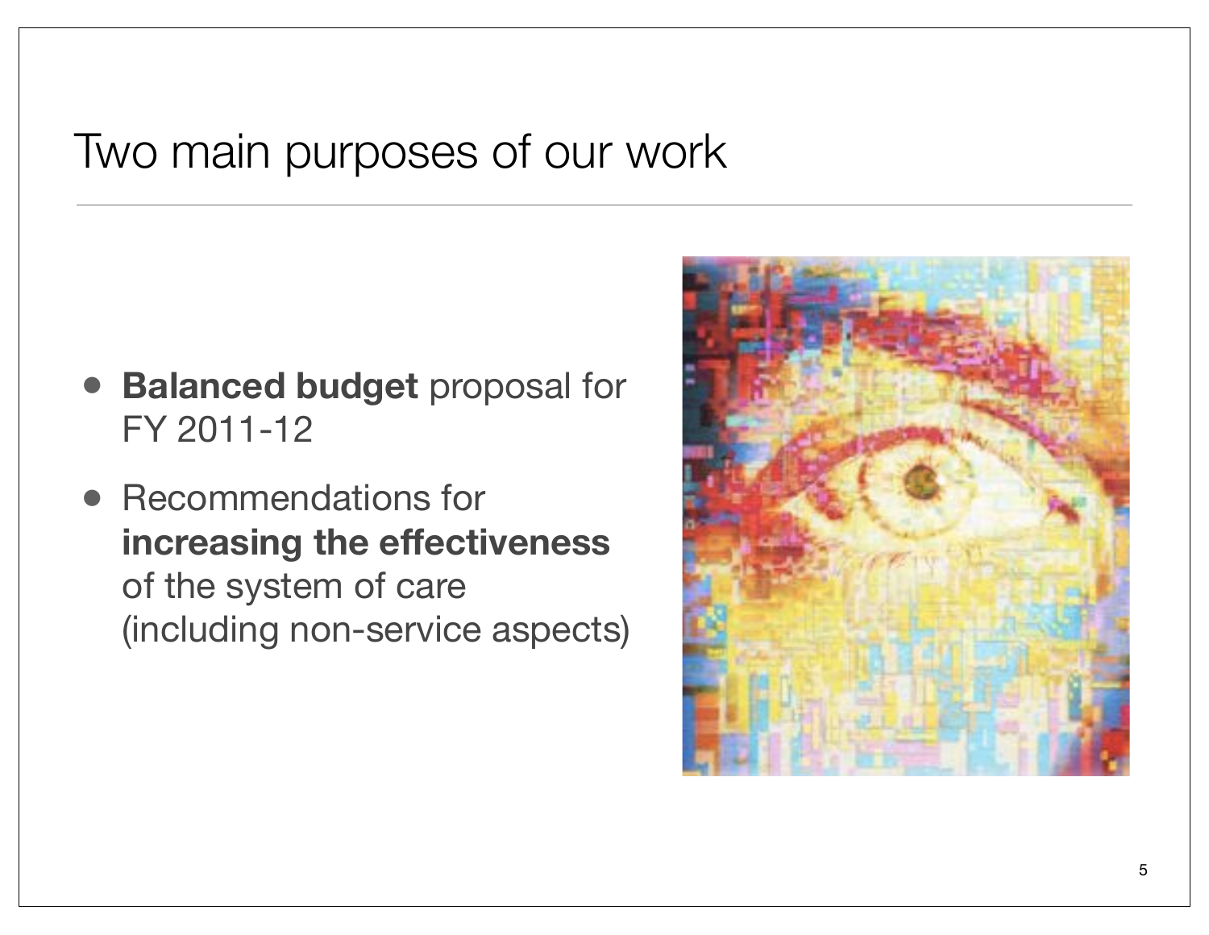# Two main purposes of our work

- **Balanced budget** proposal for FY 2011-12
- Recommendations for **increasing the effectiveness** of the system of care (including non-service aspects)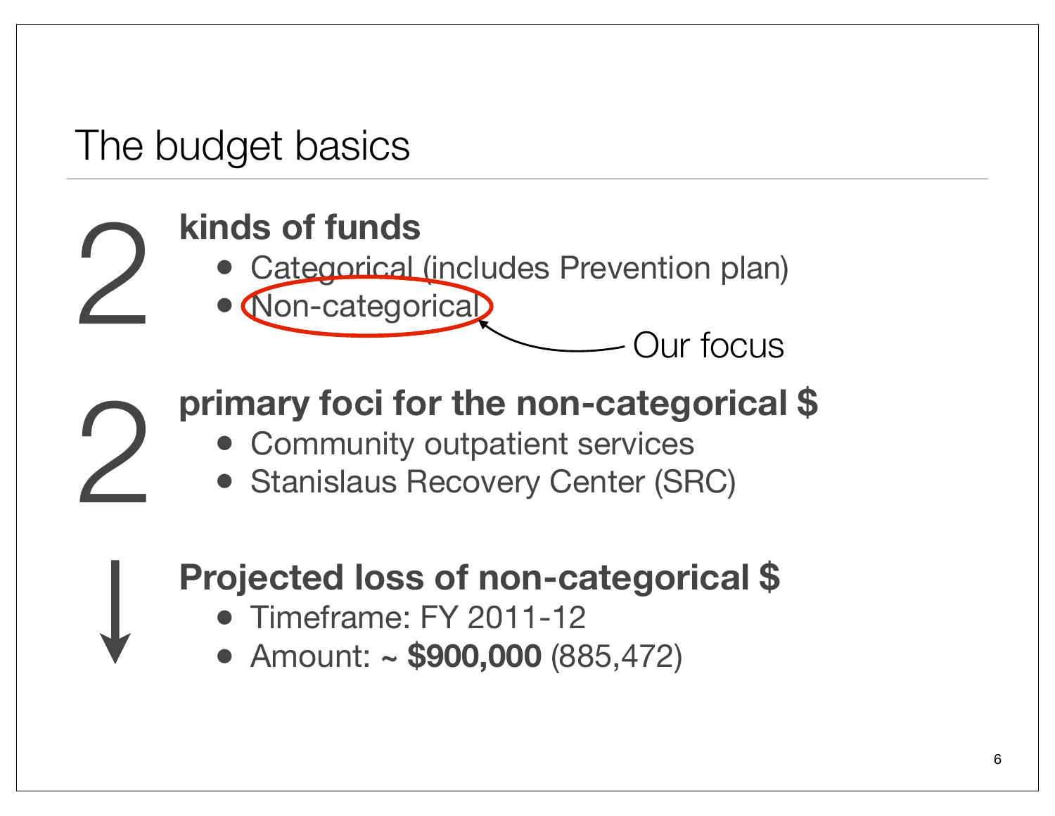# The budget basics

2 **kinds of funds**

- Categorical (includes Prevention plan)
- Non-categorical ← Our focus

2 **primary foci for the non-categorical $**

- Community outpatient services
- Stanislaus Recovery Center (SRC)

↓ **Projected loss of non-categorical $**

- Timeframe: FY 2011-12
- Amount: ~ **$900,000** (885,472)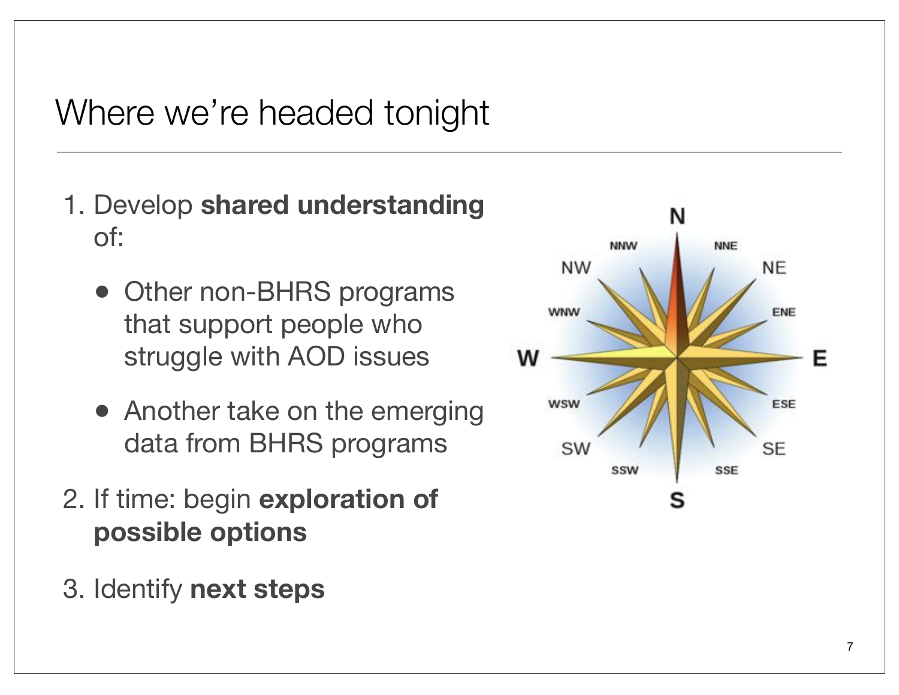# Where we're headed tonight

1. Develop **shared understanding** of:
    - Other non-BHRS programs that support people who struggle with AOD issues
    - Another take on the emerging data from BHRS programs
2. If time: begin **exploration of possible options**
3. Identify **next steps**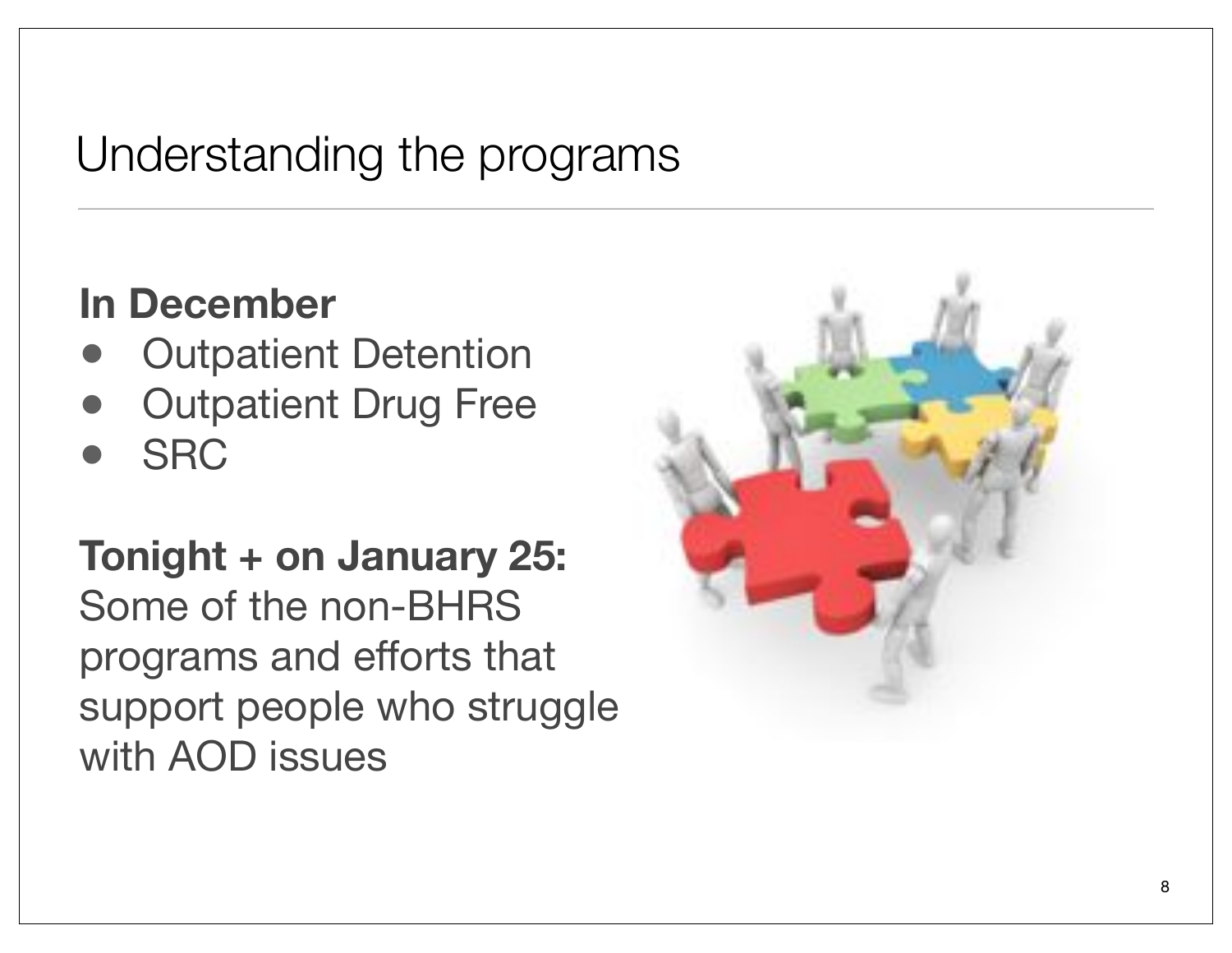# Understanding the programs

**In December**

- Outpatient Detention
- Outpatient Drug Free
- SRC

**Tonight + on January 25:**
Some of the non-BHRS programs and efforts that support people who struggle with AOD issues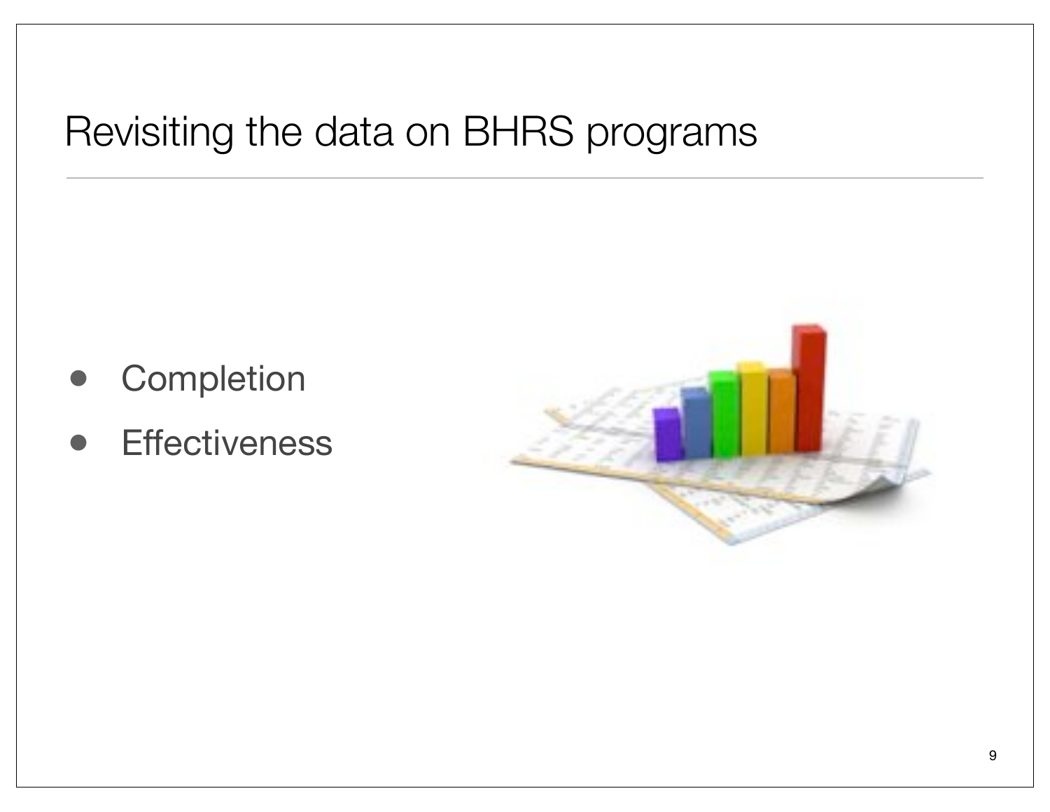# Revisiting the data on BHRS programs

- Completion
- Effectiveness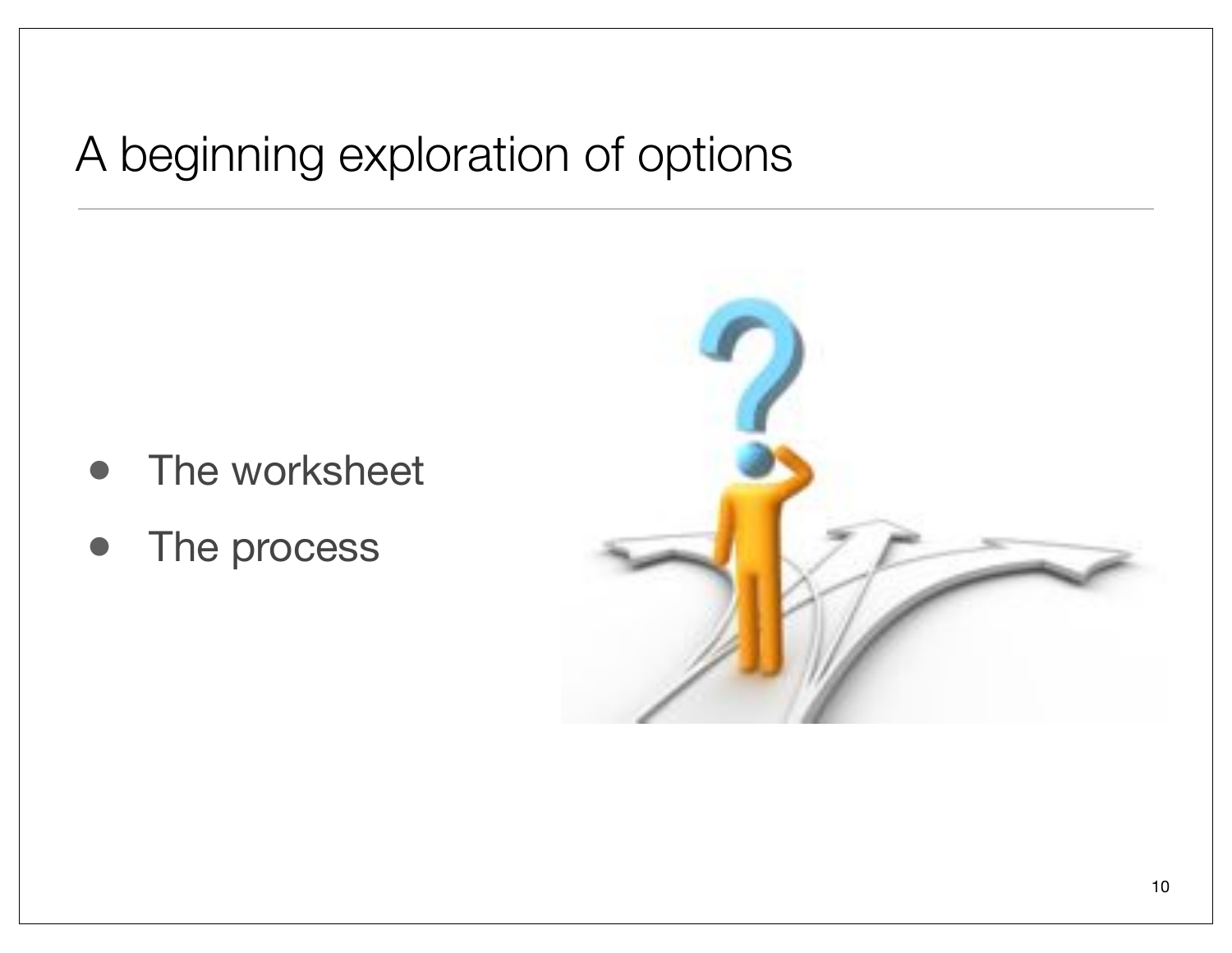# A beginning exploration of options

- The worksheet
- The process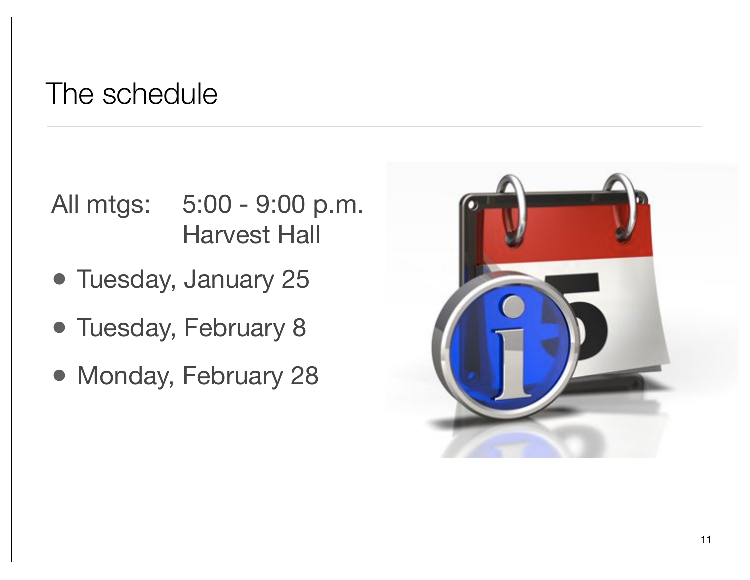# The schedule

All mtgs: 5:00 - 9:00 p.m.
Harvest Hall

- Tuesday, January 25
- Tuesday, February 8
- Monday, February 28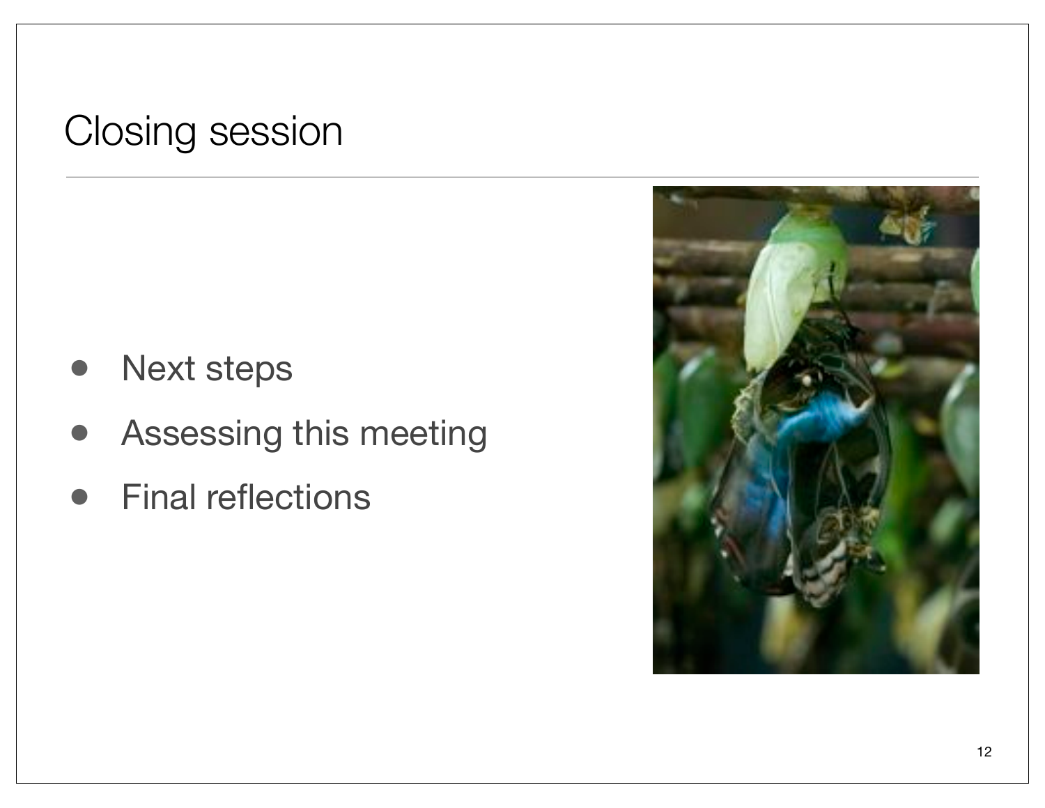# Closing session

- Next steps
- Assessing this meeting
- Final reflections